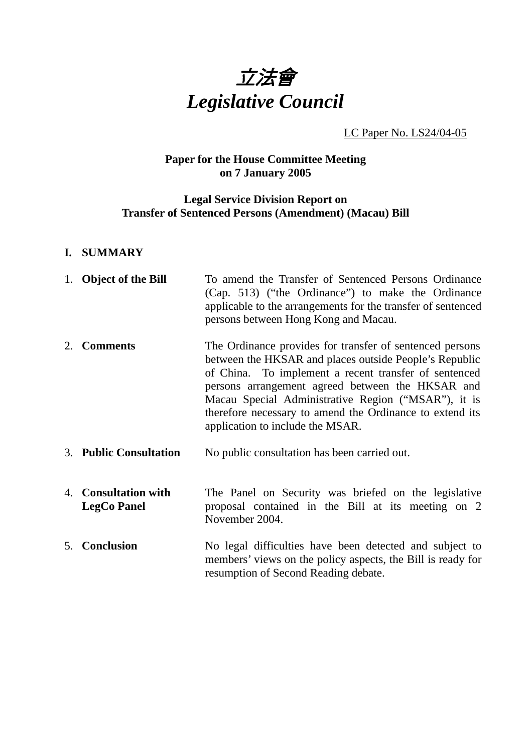# *立法會*
# *Legislative Council*

LC Paper No. LS24/04-05

**Paper for the House Committee Meeting on 7 January 2005**

**Legal Service Division Report on Transfer of Sentenced Persons (Amendment) (Macau) Bill**

## I. SUMMARY

| | |
|---|---|
| 1. **Object of the Bill** | To amend the Transfer of Sentenced Persons Ordinance (Cap. 513) ("the Ordinance") to make the Ordinance applicable to the arrangements for the transfer of sentenced persons between Hong Kong and Macau. |
| 2. **Comments** | The Ordinance provides for transfer of sentenced persons between the HKSAR and places outside People's Republic of China. To implement a recent transfer of sentenced persons arrangement agreed between the HKSAR and Macau Special Administrative Region ("MSAR"), it is therefore necessary to amend the Ordinance to extend its application to include the MSAR. |
| 3. **Public Consultation** | No public consultation has been carried out. |
| 4. **Consultation with LegCo Panel** | The Panel on Security was briefed on the legislative proposal contained in the Bill at its meeting on 2 November 2004. |
| 5. **Conclusion** | No legal difficulties have been detected and subject to members' views on the policy aspects, the Bill is ready for resumption of Second Reading debate. |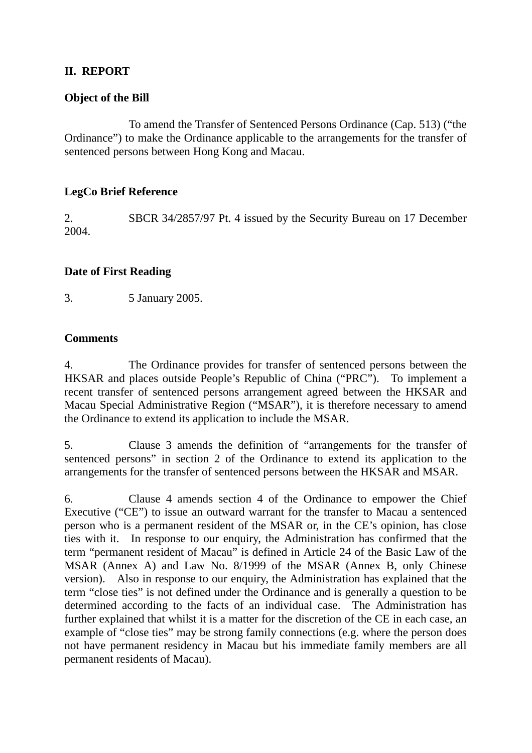## II. REPORT

**Object of the Bill**

To amend the Transfer of Sentenced Persons Ordinance (Cap. 513) ("the Ordinance") to make the Ordinance applicable to the arrangements for the transfer of sentenced persons between Hong Kong and Macau.

**LegCo Brief Reference**

2. SBCR 34/2857/97 Pt. 4 issued by the Security Bureau on 17 December 2004.

**Date of First Reading**

3. 5 January 2005.

**Comments**

4. The Ordinance provides for transfer of sentenced persons between the HKSAR and places outside People's Republic of China ("PRC"). To implement a recent transfer of sentenced persons arrangement agreed between the HKSAR and Macau Special Administrative Region ("MSAR"), it is therefore necessary to amend the Ordinance to extend its application to include the MSAR.

5. Clause 3 amends the definition of "arrangements for the transfer of sentenced persons" in section 2 of the Ordinance to extend its application to the arrangements for the transfer of sentenced persons between the HKSAR and MSAR.

6. Clause 4 amends section 4 of the Ordinance to empower the Chief Executive ("CE") to issue an outward warrant for the transfer to Macau a sentenced person who is a permanent resident of the MSAR or, in the CE's opinion, has close ties with it. In response to our enquiry, the Administration has confirmed that the term "permanent resident of Macau" is defined in Article 24 of the Basic Law of the MSAR (Annex A) and Law No. 8/1999 of the MSAR (Annex B, only Chinese version). Also in response to our enquiry, the Administration has explained that the term "close ties" is not defined under the Ordinance and is generally a question to be determined according to the facts of an individual case. The Administration has further explained that whilst it is a matter for the discretion of the CE in each case, an example of "close ties" may be strong family connections (e.g. where the person does not have permanent residency in Macau but his immediate family members are all permanent residents of Macau).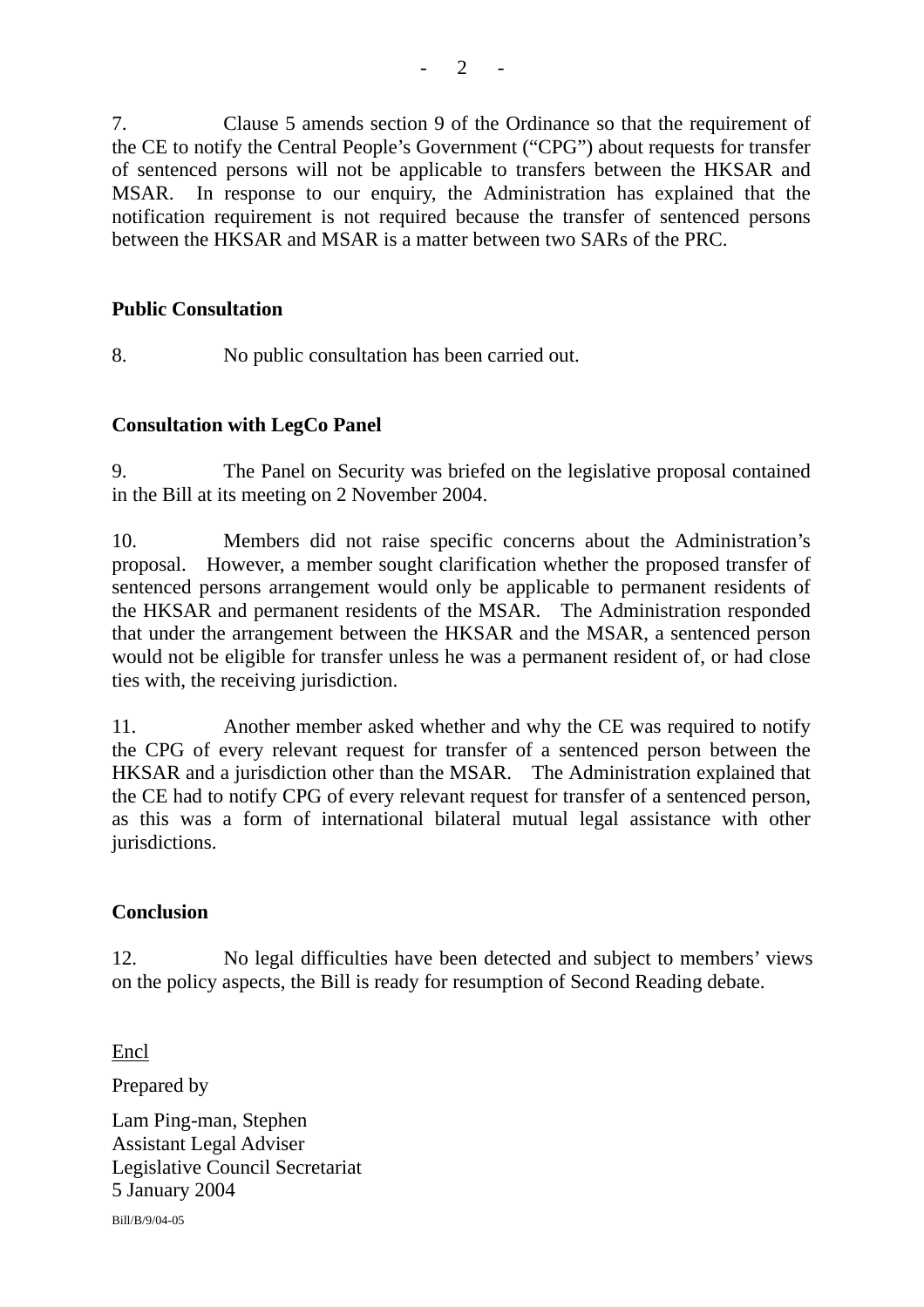7. Clause 5 amends section 9 of the Ordinance so that the requirement of the CE to notify the Central People's Government ("CPG") about requests for transfer of sentenced persons will not be applicable to transfers between the HKSAR and MSAR. In response to our enquiry, the Administration has explained that the notification requirement is not required because the transfer of sentenced persons between the HKSAR and MSAR is a matter between two SARs of the PRC.

**Public Consultation**

8. No public consultation has been carried out.

**Consultation with LegCo Panel**

9. The Panel on Security was briefed on the legislative proposal contained in the Bill at its meeting on 2 November 2004.

10. Members did not raise specific concerns about the Administration's proposal. However, a member sought clarification whether the proposed transfer of sentenced persons arrangement would only be applicable to permanent residents of the HKSAR and permanent residents of the MSAR. The Administration responded that under the arrangement between the HKSAR and the MSAR, a sentenced person would not be eligible for transfer unless he was a permanent resident of, or had close ties with, the receiving jurisdiction.

11. Another member asked whether and why the CE was required to notify the CPG of every relevant request for transfer of a sentenced person between the HKSAR and a jurisdiction other than the MSAR. The Administration explained that the CE had to notify CPG of every relevant request for transfer of a sentenced person, as this was a form of international bilateral mutual legal assistance with other jurisdictions.

**Conclusion**

12. No legal difficulties have been detected and subject to members' views on the policy aspects, the Bill is ready for resumption of Second Reading debate.

Encl

Prepared by

Lam Ping-man, Stephen
Assistant Legal Adviser
Legislative Council Secretariat
5 January 2004

Bill/B/9/04-05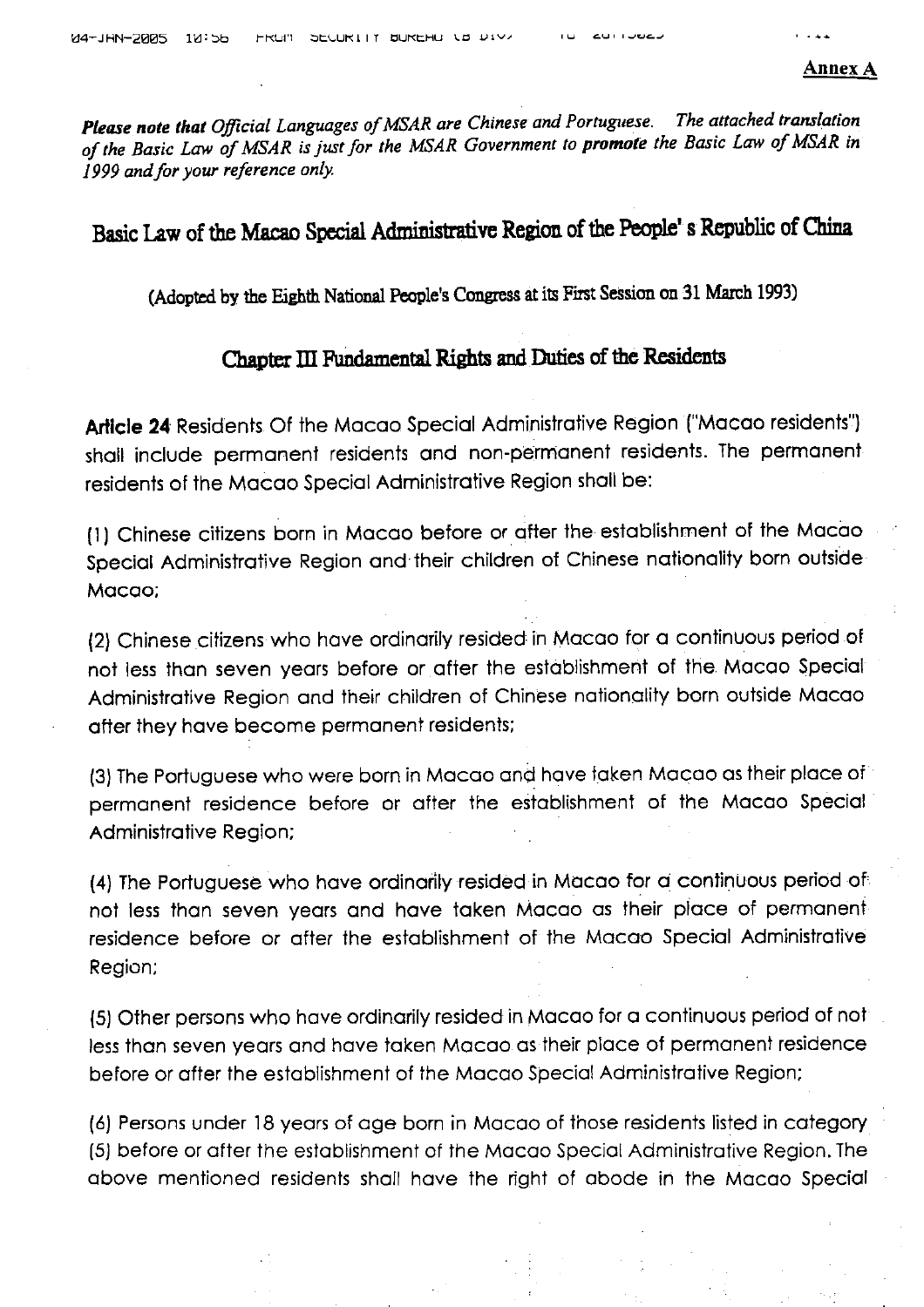**Annex A**

***Please note that** Official Languages of MSAR are Chinese and Portuguese. The attached translation of the Basic Law of MSAR is just for the MSAR Government to **promote** the Basic Law of MSAR in 1999 and for your reference only.*

# Basic Law of the Macao Special Administrative Region of the People's Republic of China

(Adopted by the Eighth National People's Congress at its First Session on 31 March 1993)

## Chapter III Fundamental Rights and Duties of the Residents

**Article 24** Residents Of the Macao Special Administrative Region ("Macao residents") shall include permanent residents and non-permanent residents. The permanent residents of the Macao Special Administrative Region shall be:

(1) Chinese citizens born in Macao before or after the establishment of the Macao Special Administrative Region and their children of Chinese nationality born outside Macao;

(2) Chinese citizens who have ordinarily resided in Macao for a continuous period of not less than seven years before or after the establishment of the Macao Special Administrative Region and their children of Chinese nationality born outside Macao after they have become permanent residents;

(3) The Portuguese who were born in Macao and have taken Macao as their place of permanent residence before or after the establishment of the Macao Special Administrative Region;

(4) The Portuguese who have ordinarily resided in Macao for a continuous period of not less than seven years and have taken Macao as their place of permanent residence before or after the establishment of the Macao Special Administrative Region;

(5) Other persons who have ordinarily resided in Macao for a continuous period of not less than seven years and have taken Macao as their place of permanent residence before or after the establishment of the Macao Special Administrative Region;

(6) Persons under 18 years of age born in Macao of those residents listed in category (5) before or after the establishment of the Macao Special Administrative Region. The above mentioned residents shall have the right of abode in the Macao Special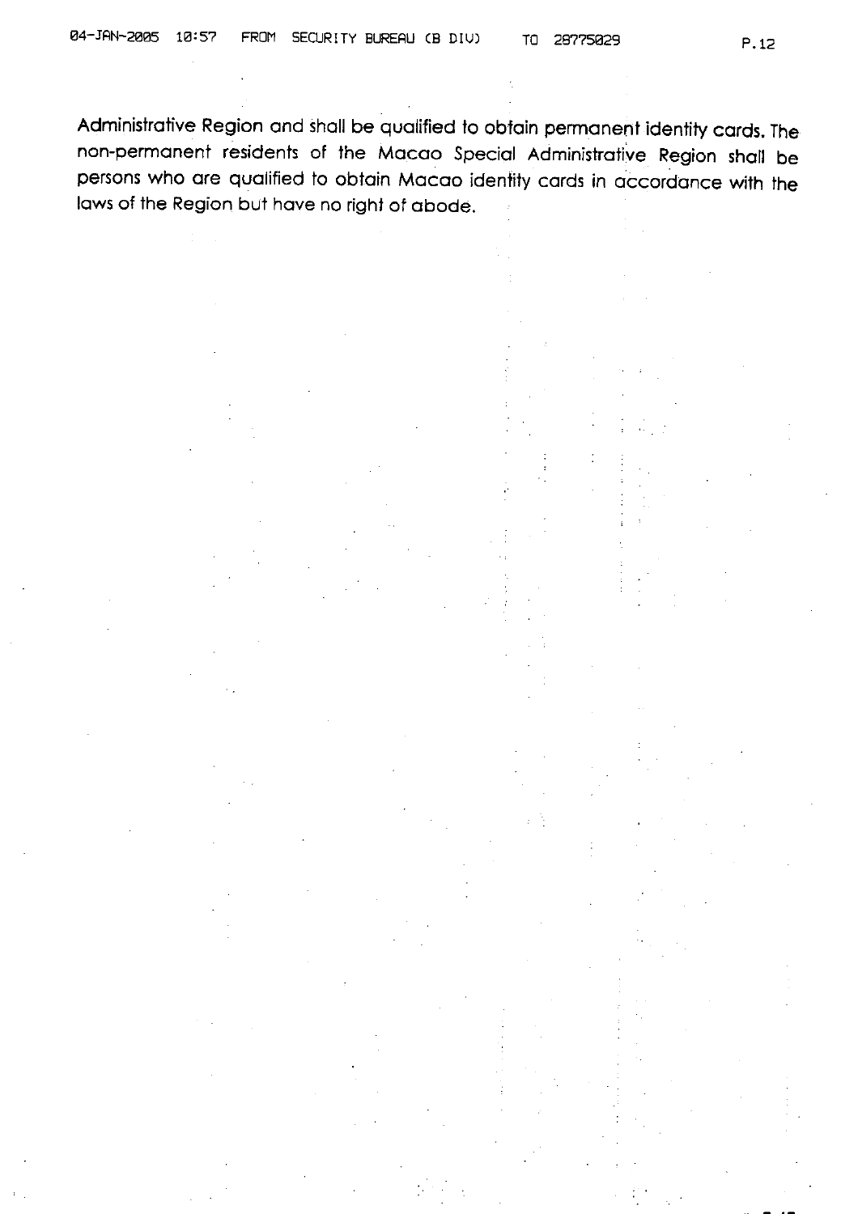Administrative Region and shall be qualified to obtain permanent identity cards. The non-permanent residents of the Macao Special Administrative Region shall be persons who are qualified to obtain Macao identity cards in accordance with the laws of the Region but have no right of abode.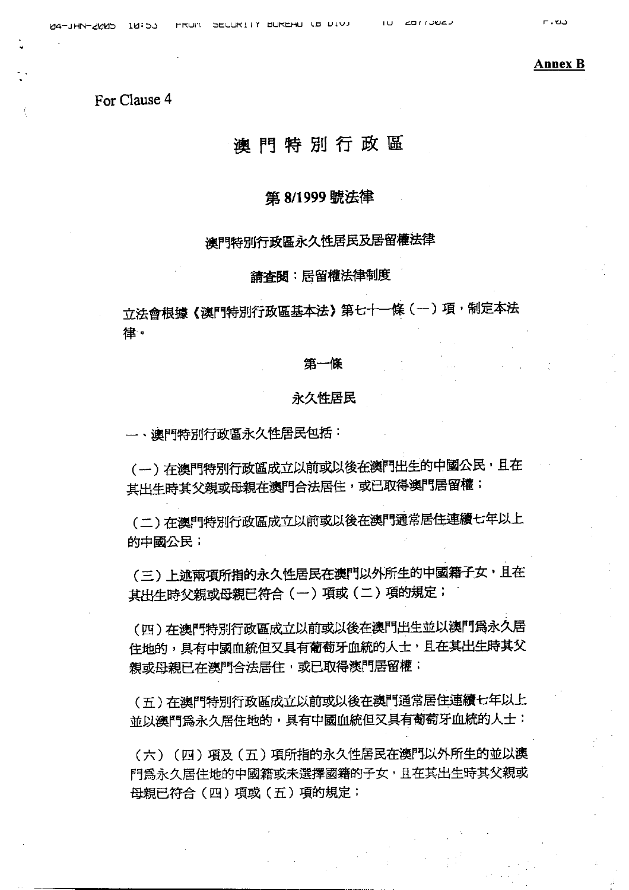**Annex B**

For Clause 4

# 澳門特別行政區

## 第 8/1999 號法律

### 澳門特別行政區永久性居民及居留權法律

請查閱：居留權法律制度

立法會根據《澳門特別行政區基本法》第七十一條（一）項，制定本法律。

第一條

永久性居民

一、澳門特別行政區永久性居民包括：

（一）在澳門特別行政區成立以前或以後在澳門出生的中國公民，且在其出生時其父親或母親在澳門合法居住，或已取得澳門居留權；

（二）在澳門特別行政區成立以前或以後在澳門通常居住連續七年以上的中國公民；

（三）上述兩項所指的永久性居民在澳門以外所生的中國籍子女，且在其出生時父親或母親已符合（一）項或（二）項的規定；

（四）在澳門特別行政區成立以前或以後在澳門出生並以澳門爲永久居住地的，具有中國血統但又具有葡萄牙血統的人士，且在其出生時其父親或母親已在澳門合法居住，或已取得澳門居留權；

（五）在澳門特別行政區成立以前或以後在澳門通常居住連續七年以上並以澳門爲永久居住地的，具有中國血統但又具有葡萄牙血統的人士；

（六）（四）項及（五）項所指的永久性居民在澳門以外所生的並以澳門爲永久居住地的中國籍或未選擇國籍的子女，且在其出生時其父親或母親已符合（四）項或（五）項的規定；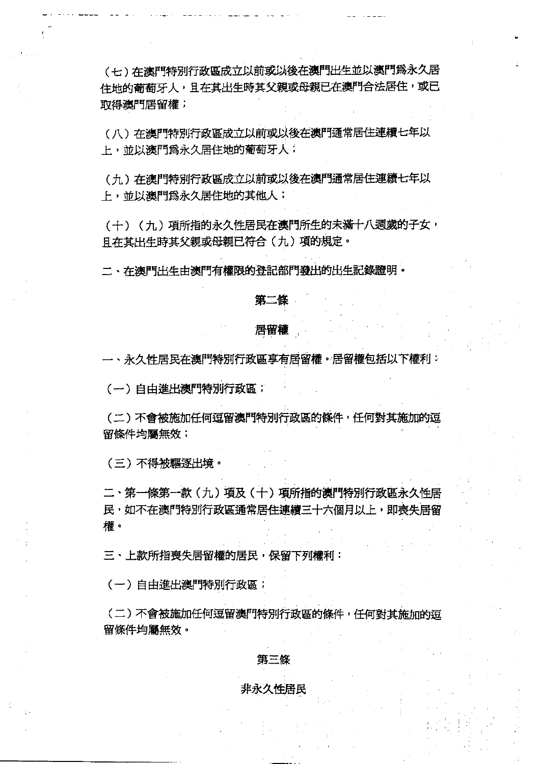（七）在澳門特別行政區成立以前或以後在澳門出生並以澳門爲永久居住地的葡萄牙人，且在其出生時其父親或母親已在澳門合法居住，或已取得澳門居留權；

（八）在澳門特別行政區成立以前或以後在澳門通常居住連續七年以上，並以澳門爲永久居住地的葡萄牙人；

（九）在澳門特別行政區成立以前或以後在澳門通常居住連續七年以上，並以澳門爲永久居住地的其他人；

（十）（九）項所指的永久性居民在澳門所生的未滿十八週歲的子女，且在其出生時其父親或母親已符合（九）項的規定。

二、在澳門出生由澳門有權限的登記部門發出的出生記錄證明。

第二條

居留權

一、永久性居民在澳門特別行政區享有居留權。居留權包括以下權利：

（一）自由進出澳門特別行政區；

（二）不會被施加任何逗留澳門特別行政區的條件，任何對其施加的逗留條件均屬無效；

（三）不得被驅逐出境。

二、第一條第一款（九）項及（十）項所指的澳門特別行政區永久性居民，如不在澳門特別行政區通常居住連續三十六個月以上，即喪失居留權。

三、上款所指喪失居留權的居民，保留下列權利：

（一）自由進出澳門特別行政區；

（二）不會被施加任何逗留澳門特別行政區的條件，任何對其施加的逗留條件均屬無效。

第三條

非永久性居民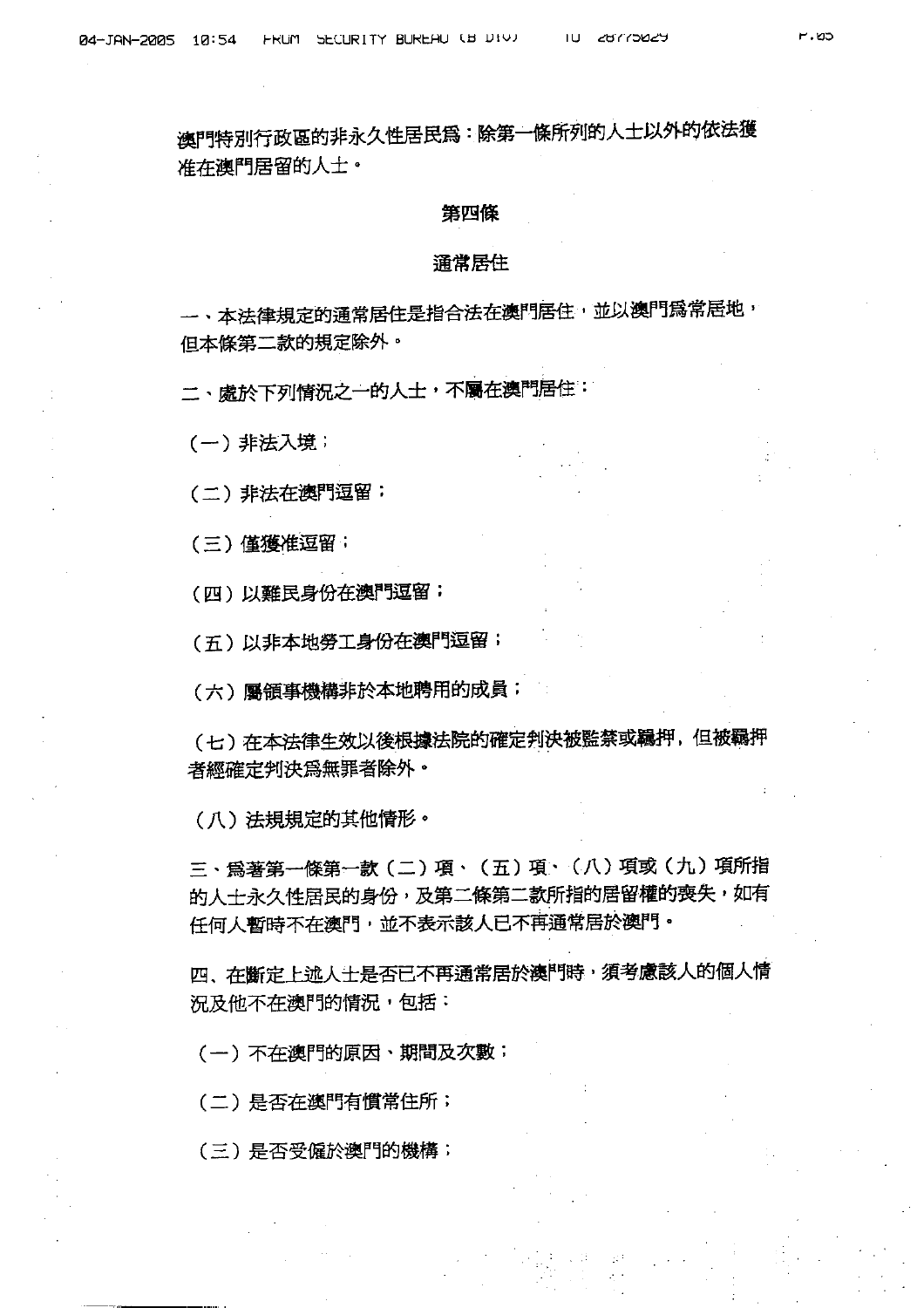澳門特別行政區的非永久性居民爲：除第一條所列的人士以外的依法獲准在澳門居留的人士。

### 第四條

### 通常居住

一、本法律規定的通常居住是指合法在澳門居住，並以澳門爲常居地，但本條第二款的規定除外。

二、處於下列情況之一的人士，不屬在澳門居住：

（一）非法入境；

（二）非法在澳門逗留；

（三）僅獲准逗留；

（四）以難民身份在澳門逗留；

（五）以非本地勞工身份在澳門逗留；

（六）屬領事機構非於本地聘用的成員；

（七）在本法律生效以後根據法院的確定判決被監禁或羈押，但被羈押者經確定判決爲無罪者除外。

（八）法規規定的其他情形。

三、爲著第一條第一款（二）項、（五）項、（八）項或（九）項所指的人士永久性居民的身份，及第二條第二款所指的居留權的喪失，如有任何人暫時不在澳門，並不表示該人已不再通常居於澳門。

四、在斷定上述人士是否已不再通常居於澳門時，須考慮該人的個人情況及他不在澳門的情況，包括：

（一）不在澳門的原因、期間及次數；

（二）是否在澳門有慣常住所；

（三）是否受僱於澳門的機構；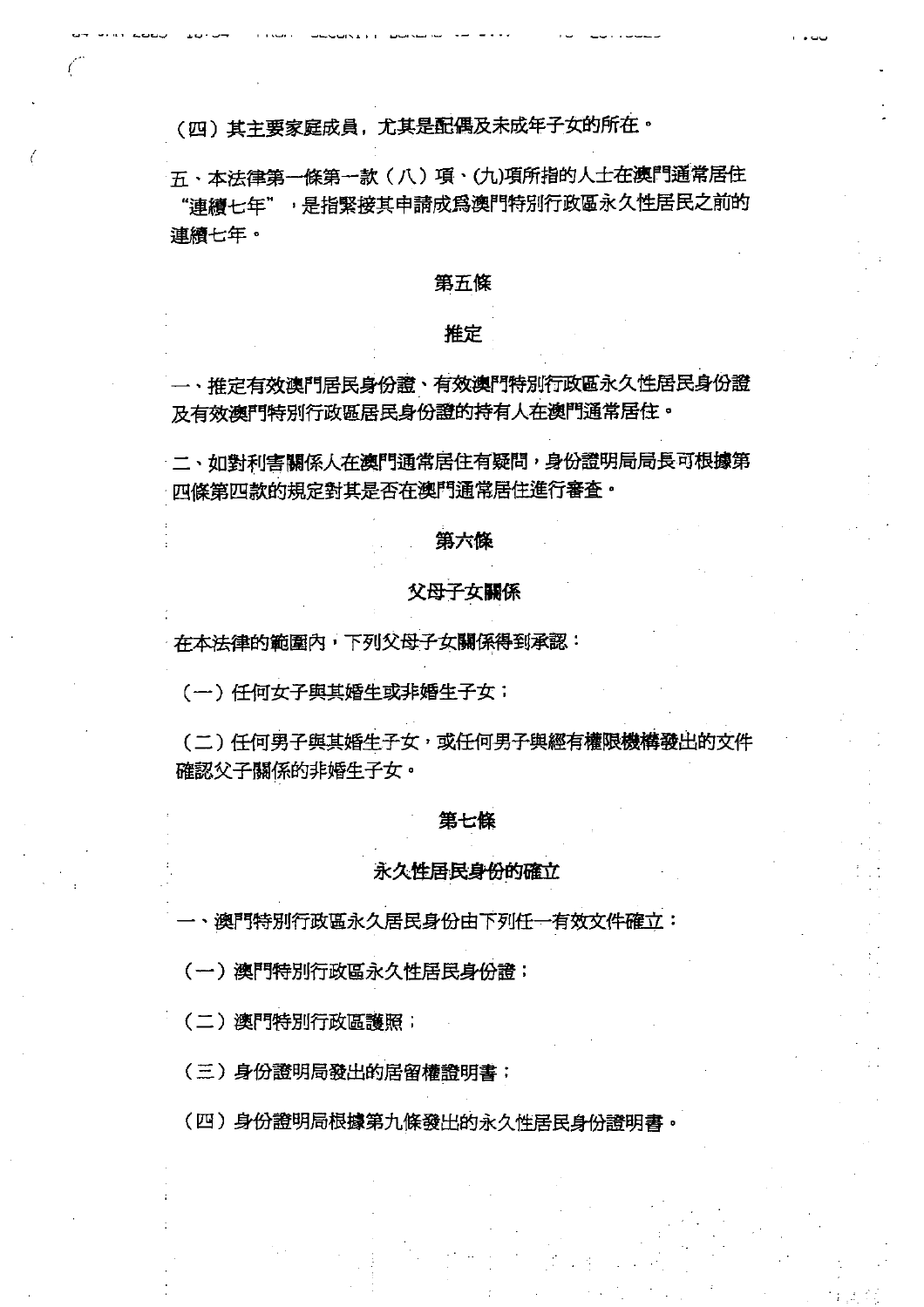（四）其主要家庭成員，尤其是配偶及未成年子女的所在。

五、本法律第一條第一款（八）項、(九)項所指的人士在澳門通常居住"連續七年"，是指緊接其申請成爲澳門特別行政區永久性居民之前的連續七年。

### 第五條

### 推定

一、推定有效澳門居民身份證、有效澳門特別行政區永久性居民身份證及有效澳門特別行政區居民身份證的持有人在澳門通常居住。

二、如對利害關係人在澳門通常居住有疑問，身份證明局局長可根據第四條第四款的規定對其是否在澳門通常居住進行審查。

### 第六條

### 父母子女關係

在本法律的範圍內，下列父母子女關係得到承認：

（一）任何女子與其婚生或非婚生子女；

（二）任何男子與其婚生子女，或任何男子與經有權限機構發出的文件確認父子關係的非婚生子女。

### 第七條

### 永久性居民身份的確立

一、澳門特別行政區永久居民身份由下列任一有效文件確立：

（一）澳門特別行政區永久性居民身份證；

（二）澳門特別行政區護照；

（三）身份證明局發出的居留權證明書；

（四）身份證明局根據第九條發出的永久性居民身份證明書。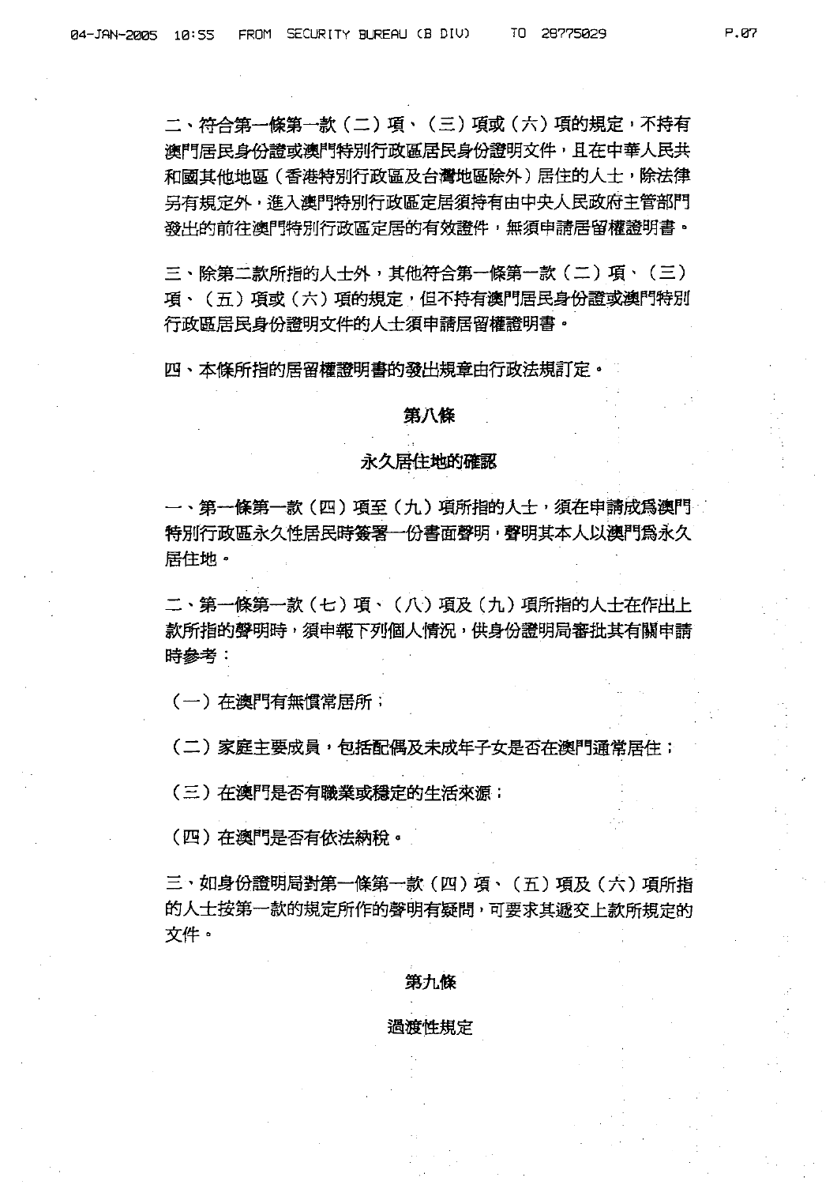二、符合第一條第一款（二）項、（三）項或（六）項的規定，不持有澳門居民身份證或澳門特別行政區居民身份證明文件，且在中華人民共和國其他地區（香港特別行政區及台灣地區除外）居住的人士，除法律另有規定外，進入澳門特別行政區定居須持有由中央人民政府主管部門發出的前往澳門特別行政區定居的有效證件，無須申請居留權證明書。

三、除第二款所指的人士外，其他符合第一條第一款（二）項、（三）項、（五）項或（六）項的規定，但不持有澳門居民身份證或澳門特別行政區居民身份證明文件的人士須申請居留權證明書。

四、本條所指的居留權證明書的發出規章由行政法規訂定。

### 第八條

### 永久居住地的確認

一、第一條第一款（四）項至（九）項所指的人士，須在申請成爲澳門特別行政區永久性居民時簽署一份書面聲明，聲明其本人以澳門爲永久居住地。

二、第一條第一款（七）項、（八）項及（九）項所指的人士在作出上款所指的聲明時，須申報下列個人情況，供身份證明局審批其有關申請時參考：

（一）在澳門有無慣常居所；

（二）家庭主要成員，包括配偶及未成年子女是否在澳門通常居住；

（三）在澳門是否有職業或穩定的生活來源；

（四）在澳門是否有依法納稅。

三、如身份證明局對第一條第一款（四）項、（五）項及（六）項所指的人士按第一款的規定所作的聲明有疑問，可要求其遞交上款所規定的文件。

### 第九條

### 過渡性規定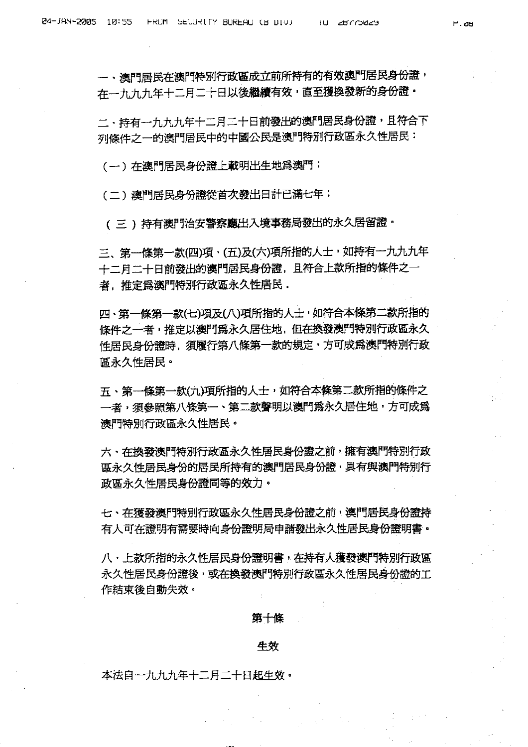一、澳門居民在澳門特別行政區成立前所持有的有效澳門居民身份證，在一九九九年十二月二十日以後繼續有效，直至獲換發新的身份證。

二、持有一九九九年十二月二十日前發出的澳門居民身份證，且符合下列條件之一的澳門居民中的中國公民是澳門特別行政區永久性居民：

（一）在澳門居民身份證上載明出生地爲澳門；

（二）澳門居民身份證從首次發出日計已滿七年；

（三）持有澳門治安警察廳出入境事務局發出的永久居留證。

三、第一條第一款(四)項、(五)及(六)項所指的人士，如持有一九九九年十二月二十日前發出的澳門居民身份證，且符合上款所指的條件之一者，推定爲澳門特別行政區永久性居民．

四、第一條第一款(七)項及(八)項所指的人士，如符合本條第二款所指的條件之一者，推定以澳門爲永久居住地，但在換發澳門特別行政區永久性居民身份證時，須履行第八條第一款的規定，方可成爲澳門特別行政區永久性居民。

五、第一條第一款(九)項所指的人士，如符合本條第二款所指的條件之一者，須參照第八條第一、第二款聲明以澳門爲永久居住地，方可成爲澳門特別行政區永久性居民。

六、在換發澳門特別行政區永久性居民身份證之前，擁有澳門特別行政區永久性居民身份的居民所持有的澳門居民身份證，具有與澳門特別行政區永久性居民身份證同等的效力。

七、在獲發澳門特別行政區永久性居民身份證之前，澳門居民身份證持有人可在證明有需要時向身份證明局申請發出永久性居民身份證明書。

八、上款所指的永久性居民身份證明書，在持有人獲發澳門特別行政區永久性居民身份證後，或在換發澳門特別行政區永久性居民身份證的工作結束後自動失效。

**第十條**

**生效**

本法自一九九九年十二月二十日起生效。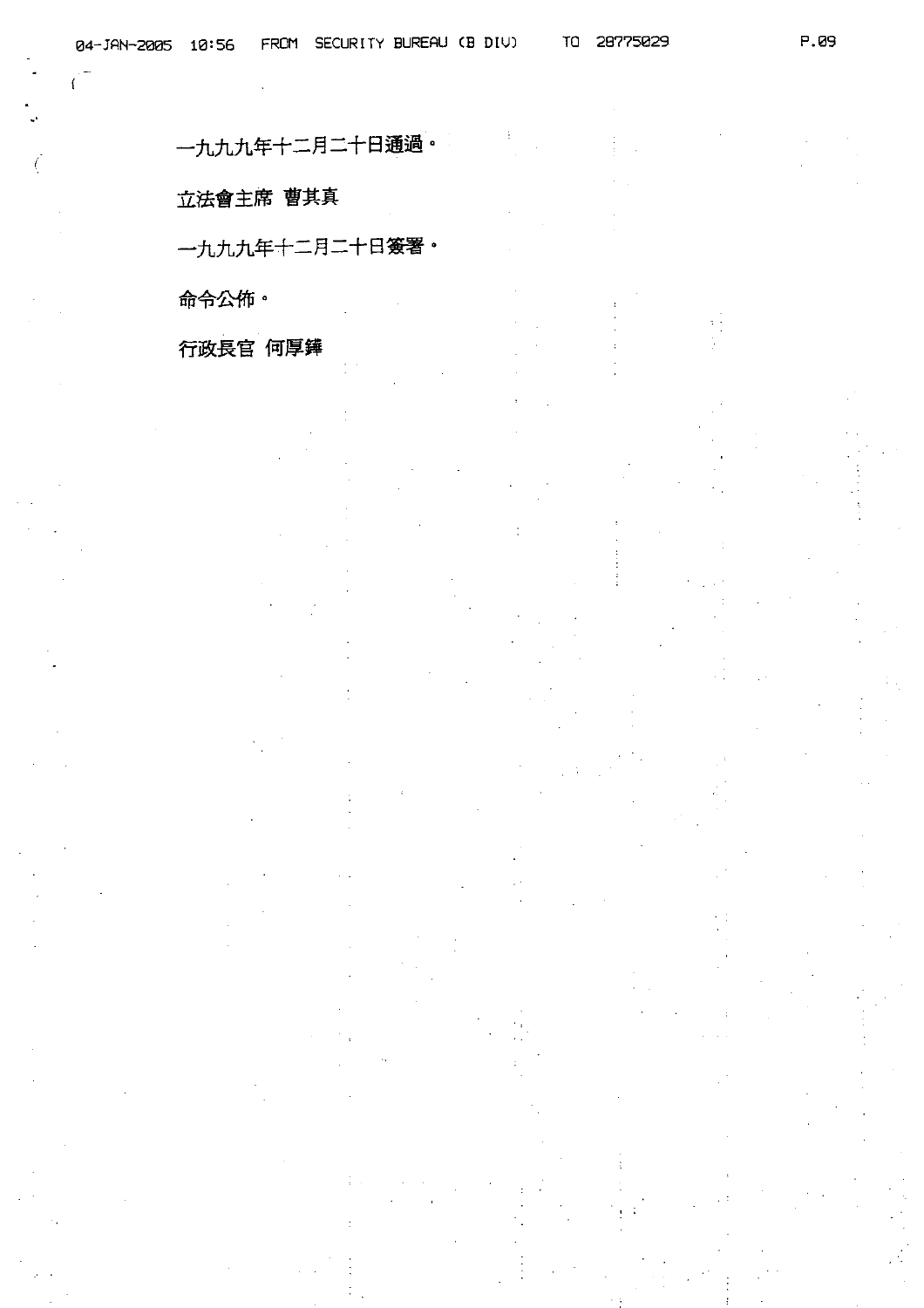一九九九年十二月二十日通過。

立法會主席 曹其真

一九九九年十二月二十日簽署。

命令公佈。

行政長官 何厚鏵